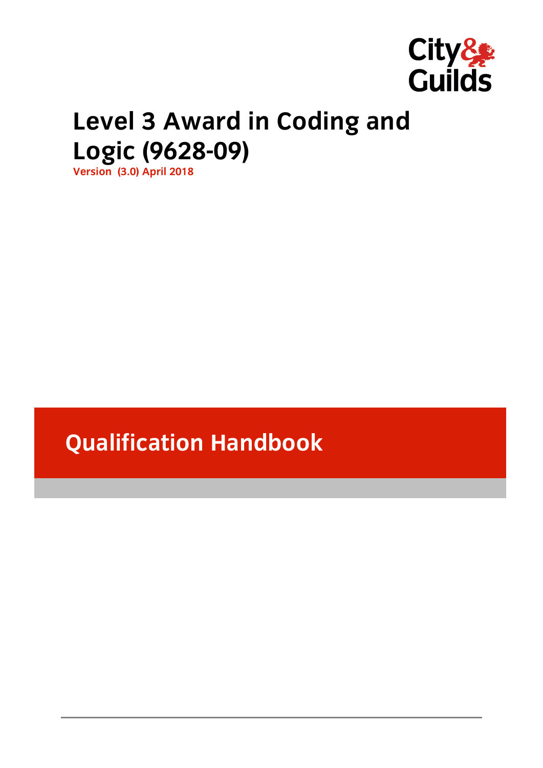City & Guilds

# Level 3 Award in Coding and Logic (9628-09)

**Version (3.0) April 2018**

## Qualification Handbook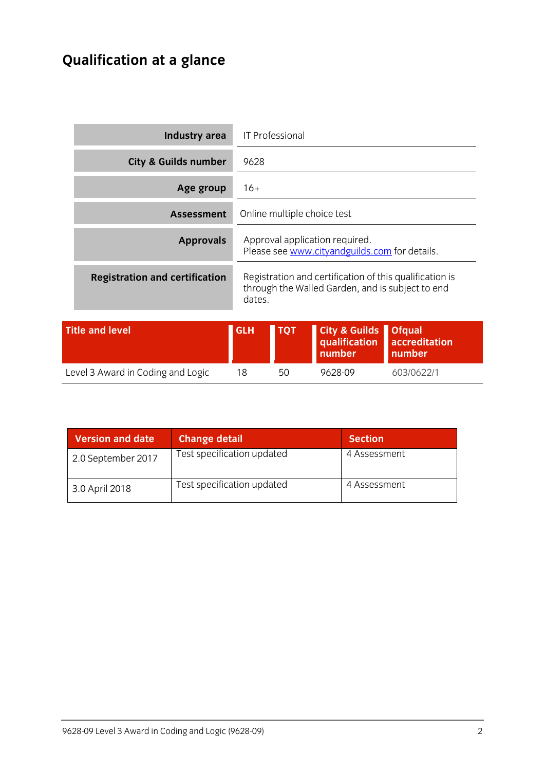# Qualification at a glance

| | |
|---|---|
| **Industry area** | IT Professional |
| **City & Guilds number** | 9628 |
| **Age group** | 16+ |
| **Assessment** | Online multiple choice test |
| **Approvals** | Approval application required.<br>Please see www.cityandguilds.com for details. |
| **Registration and certification** | Registration and certification of this qualification is through the Walled Garden, and is subject to end dates. |

| Title and level | GLH | TQT | City & Guilds qualification number | Ofqual accreditation number |
|---|---|---|---|---|
| Level 3 Award in Coding and Logic | 18 | 50 | 9628-09 | 603/0622/1 |

| Version and date | Change detail | Section |
|---|---|---|
| 2.0 September 2017 | Test specification updated | 4 Assessment |
| 3.0 April 2018 | Test specification updated | 4 Assessment |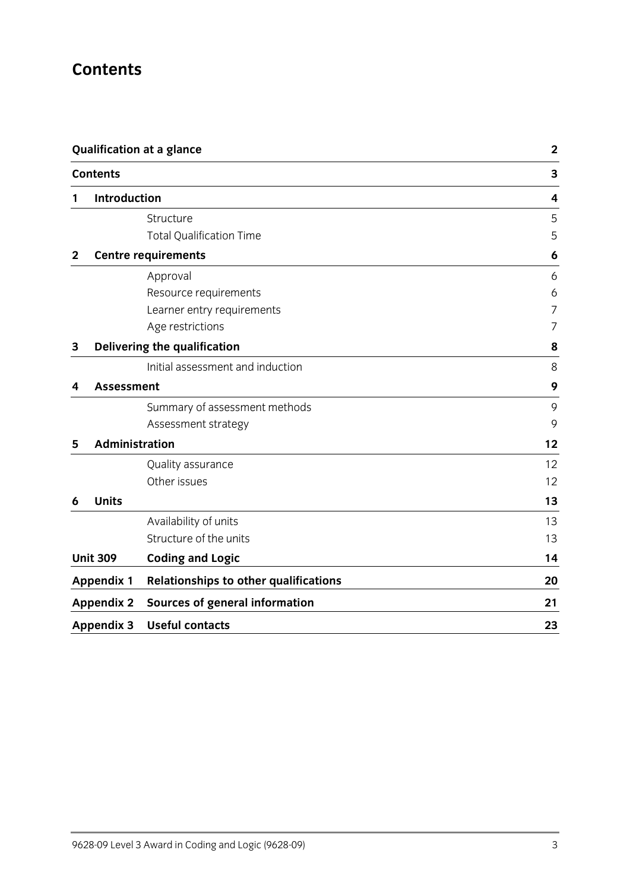# Contents

| | | |
|---|---|---|
| **Qualification at a glance** | | **2** |
| **Contents** | | **3** |
| **1** | **Introduction** | **4** |
| | Structure | 5 |
| | Total Qualification Time | 5 |
| **2** | **Centre requirements** | **6** |
| | Approval | 6 |
| | Resource requirements | 6 |
| | Learner entry requirements | 7 |
| | Age restrictions | 7 |
| **3** | **Delivering the qualification** | **8** |
| | Initial assessment and induction | 8 |
| **4** | **Assessment** | **9** |
| | Summary of assessment methods | 9 |
| | Assessment strategy | 9 |
| **5** | **Administration** | **12** |
| | Quality assurance | 12 |
| | Other issues | 12 |
| **6** | **Units** | **13** |
| | Availability of units | 13 |
| | Structure of the units | 13 |
| **Unit 309** | **Coding and Logic** | **14** |
| **Appendix 1** | **Relationships to other qualifications** | **20** |
| **Appendix 2** | **Sources of general information** | **21** |
| **Appendix 3** | **Useful contacts** | **23** |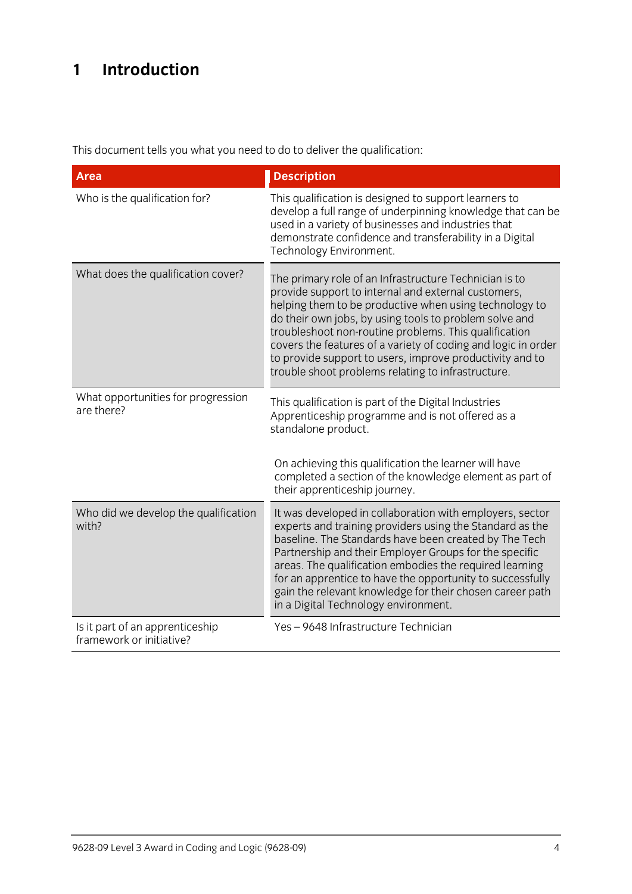# 1 Introduction

This document tells you what you need to do to deliver the qualification:

| Area | Description |
|---|---|
| Who is the qualification for? | This qualification is designed to support learners to develop a full range of underpinning knowledge that can be used in a variety of businesses and industries that demonstrate confidence and transferability in a Digital Technology Environment. |
| What does the qualification cover? | The primary role of an Infrastructure Technician is to provide support to internal and external customers, helping them to be productive when using technology to do their own jobs, by using tools to problem solve and troubleshoot non-routine problems. This qualification covers the features of a variety of coding and logic in order to provide support to users, improve productivity and to trouble shoot problems relating to infrastructure. |
| What opportunities for progression are there? | This qualification is part of the Digital Industries Apprenticeship programme and is not offered as a standalone product.<br><br>On achieving this qualification the learner will have completed a section of the knowledge element as part of their apprenticeship journey. |
| Who did we develop the qualification with? | It was developed in collaboration with employers, sector experts and training providers using the Standard as the baseline. The Standards have been created by The Tech Partnership and their Employer Groups for the specific areas. The qualification embodies the required learning for an apprentice to have the opportunity to successfully gain the relevant knowledge for their chosen career path in a Digital Technology environment. |
| Is it part of an apprenticeship framework or initiative? | Yes – 9648 Infrastructure Technician |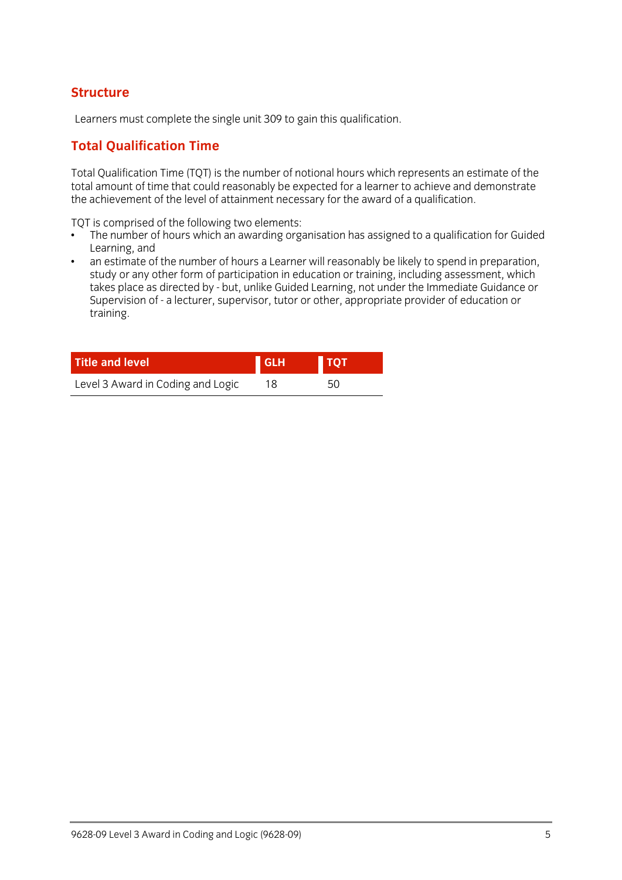## Structure

Learners must complete the single unit 309 to gain this qualification.

## Total Qualification Time

Total Qualification Time (TQT) is the number of notional hours which represents an estimate of the total amount of time that could reasonably be expected for a learner to achieve and demonstrate the achievement of the level of attainment necessary for the award of a qualification.

TQT is comprised of the following two elements:

- The number of hours which an awarding organisation has assigned to a qualification for Guided Learning, and
- an estimate of the number of hours a Learner will reasonably be likely to spend in preparation, study or any other form of participation in education or training, including assessment, which takes place as directed by - but, unlike Guided Learning, not under the Immediate Guidance or Supervision of - a lecturer, supervisor, tutor or other, appropriate provider of education or training.

| Title and level | GLH | TQT |
|---|---|---|
| Level 3 Award in Coding and Logic | 18 | 50 |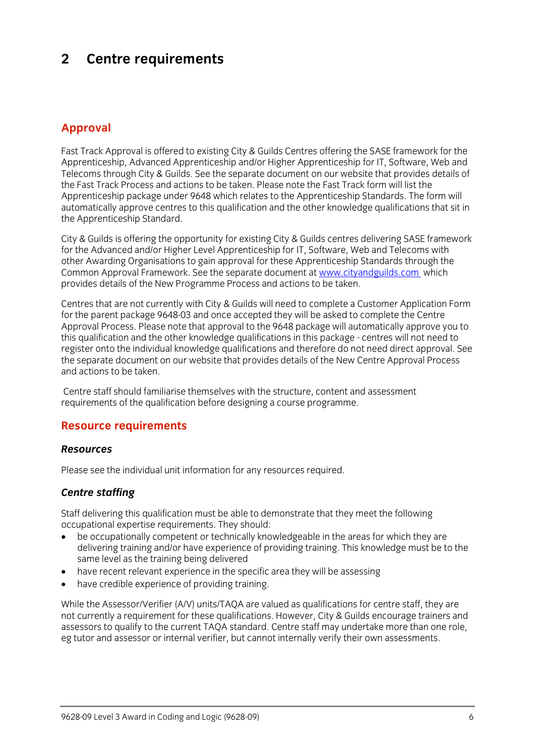# 2 Centre requirements

## Approval

Fast Track Approval is offered to existing City & Guilds Centres offering the SASE framework for the Apprenticeship, Advanced Apprenticeship and/or Higher Apprenticeship for IT, Software, Web and Telecoms through City & Guilds. See the separate document on our website that provides details of the Fast Track Process and actions to be taken. Please note the Fast Track form will list the Apprenticeship package under 9648 which relates to the Apprenticeship Standards. The form will automatically approve centres to this qualification and the other knowledge qualifications that sit in the Apprenticeship Standard.

City & Guilds is offering the opportunity for existing City & Guilds centres delivering SASE framework for the Advanced and/or Higher Level Apprenticeship for IT, Software, Web and Telecoms with other Awarding Organisations to gain approval for these Apprenticeship Standards through the Common Approval Framework. See the separate document at [www.cityandguilds.com](http://www.cityandguilds.com) which provides details of the New Programme Process and actions to be taken.

Centres that are not currently with City & Guilds will need to complete a Customer Application Form for the parent package 9648-03 and once accepted they will be asked to complete the Centre Approval Process. Please note that approval to the 9648 package will automatically approve you to this qualification and the other knowledge qualifications in this package - centres will not need to register onto the individual knowledge qualifications and therefore do not need direct approval. See the separate document on our website that provides details of the New Centre Approval Process and actions to be taken.

Centre staff should familiarise themselves with the structure, content and assessment requirements of the qualification before designing a course programme.

## Resource requirements

### *Resources*

Please see the individual unit information for any resources required.

### *Centre staffing*

Staff delivering this qualification must be able to demonstrate that they meet the following occupational expertise requirements. They should:

- be occupationally competent or technically knowledgeable in the areas for which they are delivering training and/or have experience of providing training. This knowledge must be to the same level as the training being delivered
- have recent relevant experience in the specific area they will be assessing
- have credible experience of providing training.

While the Assessor/Verifier (A/V) units/TAQA are valued as qualifications for centre staff, they are not currently a requirement for these qualifications. However, City & Guilds encourage trainers and assessors to qualify to the current TAQA standard. Centre staff may undertake more than one role, eg tutor and assessor or internal verifier, but cannot internally verify their own assessments.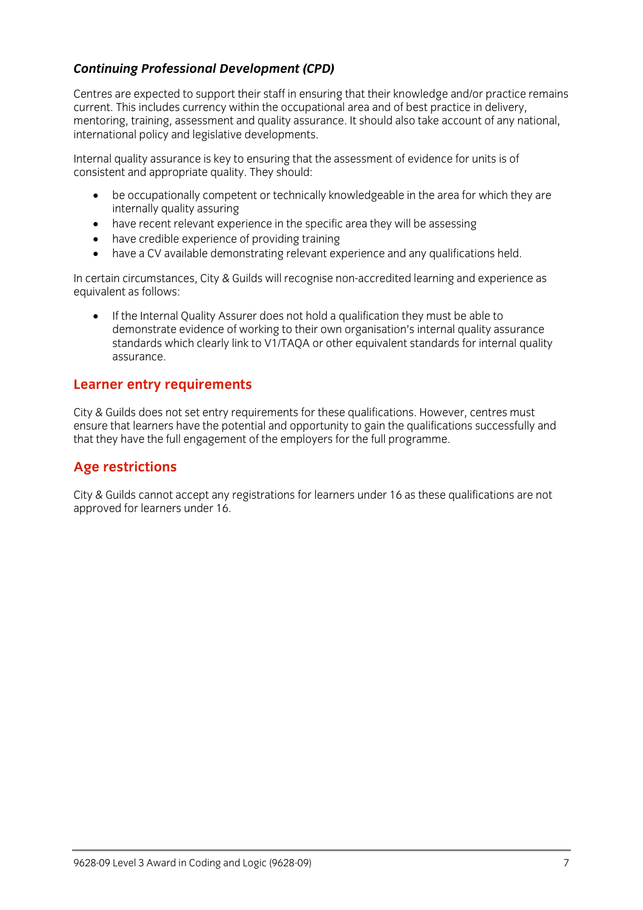### *Continuing Professional Development (CPD)*

Centres are expected to support their staff in ensuring that their knowledge and/or practice remains current. This includes currency within the occupational area and of best practice in delivery, mentoring, training, assessment and quality assurance. It should also take account of any national, international policy and legislative developments.

Internal quality assurance is key to ensuring that the assessment of evidence for units is of consistent and appropriate quality. They should:

- be occupationally competent or technically knowledgeable in the area for which they are internally quality assuring
- have recent relevant experience in the specific area they will be assessing
- have credible experience of providing training
- have a CV available demonstrating relevant experience and any qualifications held.

In certain circumstances, City & Guilds will recognise non-accredited learning and experience as equivalent as follows:

- If the Internal Quality Assurer does not hold a qualification they must be able to demonstrate evidence of working to their own organisation's internal quality assurance standards which clearly link to V1/TAQA or other equivalent standards for internal quality assurance.

## Learner entry requirements

City & Guilds does not set entry requirements for these qualifications. However, centres must ensure that learners have the potential and opportunity to gain the qualifications successfully and that they have the full engagement of the employers for the full programme.

## Age restrictions

City & Guilds cannot accept any registrations for learners under 16 as these qualifications are not approved for learners under 16.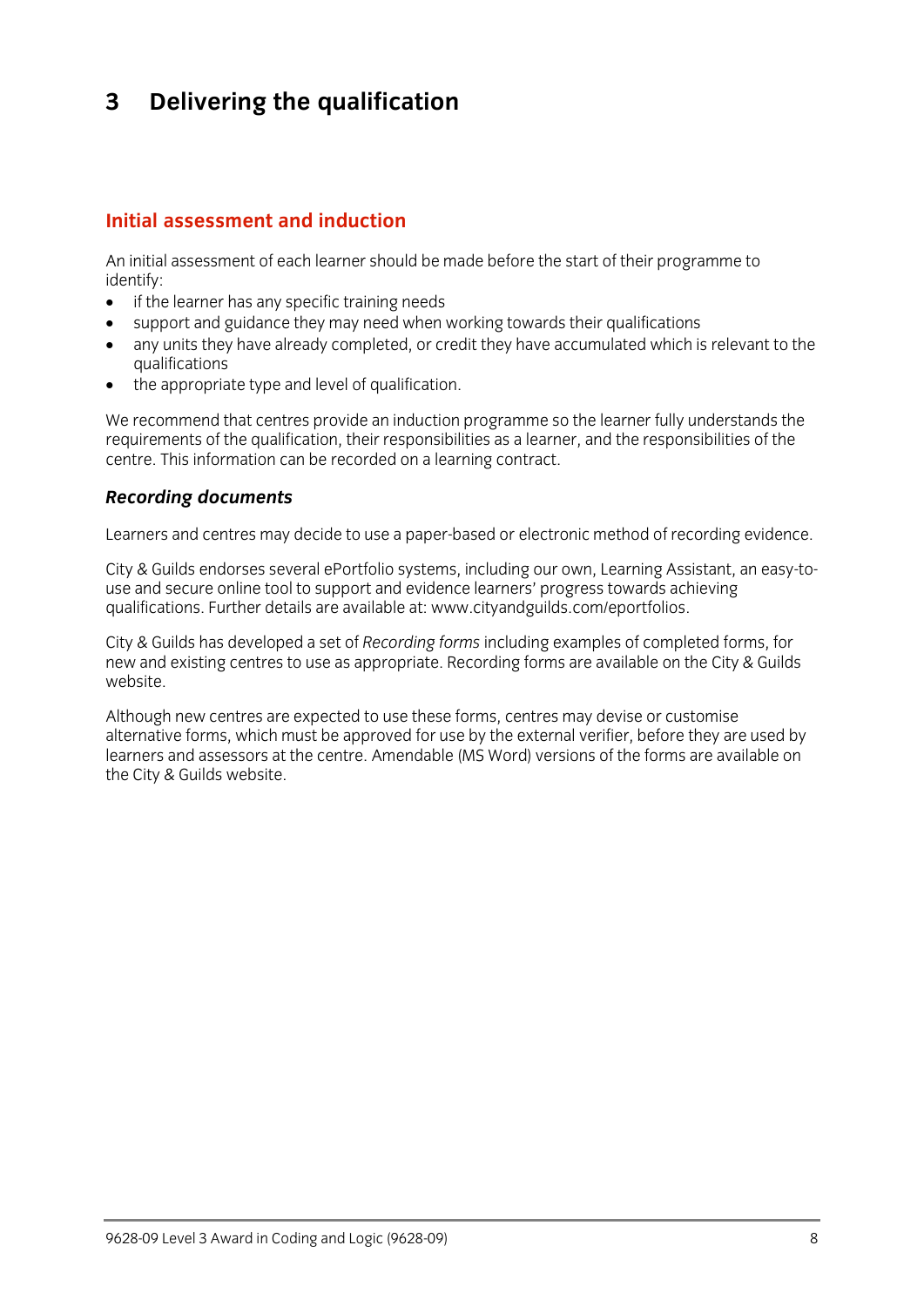# 3 Delivering the qualification

## Initial assessment and induction

An initial assessment of each learner should be made before the start of their programme to identify:

- if the learner has any specific training needs
- support and guidance they may need when working towards their qualifications
- any units they have already completed, or credit they have accumulated which is relevant to the qualifications
- the appropriate type and level of qualification.

We recommend that centres provide an induction programme so the learner fully understands the requirements of the qualification, their responsibilities as a learner, and the responsibilities of the centre. This information can be recorded on a learning contract.

### *Recording documents*

Learners and centres may decide to use a paper-based or electronic method of recording evidence.

City & Guilds endorses several ePortfolio systems, including our own, Learning Assistant, an easy-to-use and secure online tool to support and evidence learners' progress towards achieving qualifications. Further details are available at: www.cityandguilds.com/eportfolios.

City & Guilds has developed a set of *Recording forms* including examples of completed forms, for new and existing centres to use as appropriate. Recording forms are available on the City & Guilds website.

Although new centres are expected to use these forms, centres may devise or customise alternative forms, which must be approved for use by the external verifier, before they are used by learners and assessors at the centre. Amendable (MS Word) versions of the forms are available on the City & Guilds website.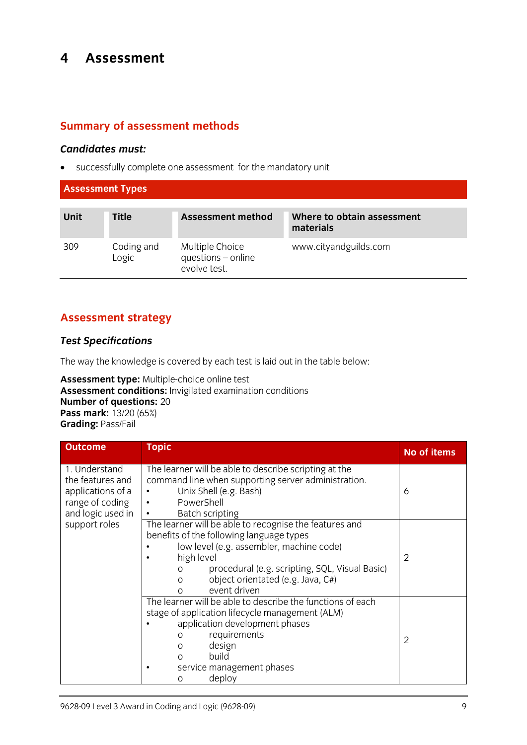# 4 Assessment

## Summary of assessment methods

***Candidates must:***

- successfully complete one assessment for the mandatory unit

| Assessment Types | | | |
|---|---|---|---|
| **Unit** | **Title** | **Assessment method** | **Where to obtain assessment materials** |
| 309 | Coding and Logic | Multiple Choice questions – online evolve test. | www.cityandguilds.com |

## Assessment strategy

***Test Specifications***

The way the knowledge is covered by each test is laid out in the table below:

**Assessment type:** Multiple-choice online test
**Assessment conditions:** Invigilated examination conditions
**Number of questions:** 20
**Pass mark:** 13/20 (65%)
**Grading:** Pass/Fail

| Outcome | Topic | No of items |
|---|---|---|
| 1. Understand the features and applications of a range of coding and logic used in support roles | The learner will be able to describe scripting at the command line when supporting server administration.<br>• Unix Shell (e.g. Bash)<br>• PowerShell<br>• Batch scripting | 6 |
| | The learner will be able to recognise the features and benefits of the following language types<br>• low level (e.g. assembler, machine code)<br>• high level<br>o procedural (e.g. scripting, SQL, Visual Basic)<br>o object orientated (e.g. Java, C#)<br>o event driven | 2 |
| | The learner will be able to describe the functions of each stage of application lifecycle management (ALM)<br>• application development phases<br>o requirements<br>o design<br>o build<br>• service management phases<br>o deploy | 2 |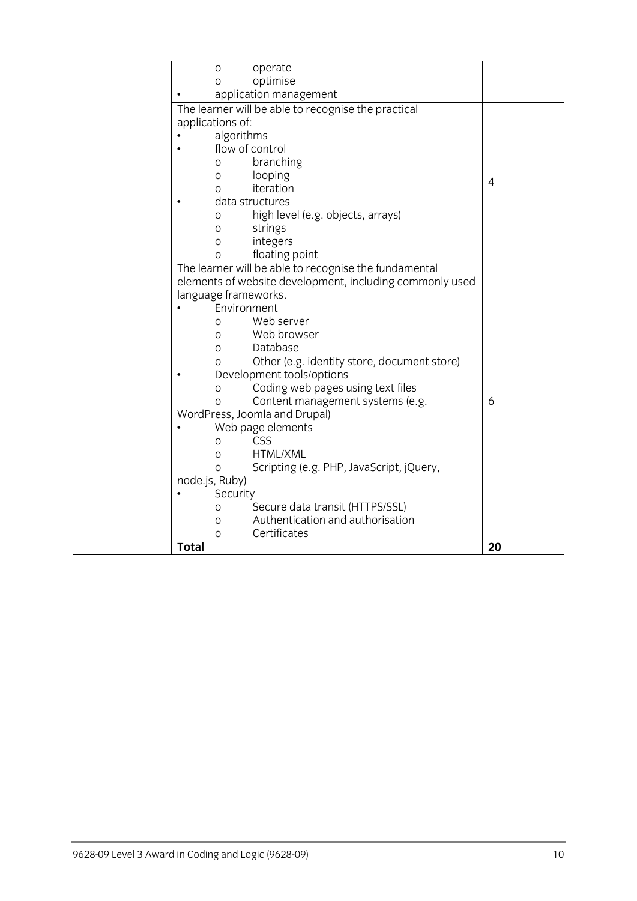| | | |
|---|---|---|
| | o operate<br>o optimise<br>• application management | |
| | The learner will be able to recognise the practical applications of:<br>• algorithms<br>• flow of control<br>o branching<br>o looping<br>o iteration<br>• data structures<br>o high level (e.g. objects, arrays)<br>o strings<br>o integers<br>o floating point | 4 |
| | The learner will be able to recognise the fundamental elements of website development, including commonly used language frameworks.<br>• Environment<br>o Web server<br>o Web browser<br>o Database<br>o Other (e.g. identity store, document store)<br>• Development tools/options<br>o Coding web pages using text files<br>o Content management systems (e.g. WordPress, Joomla and Drupal)<br>• Web page elements<br>o CSS<br>o HTML/XML<br>o Scripting (e.g. PHP, JavaScript, jQuery, node.js, Ruby)<br>• Security<br>o Secure data transit (HTTPS/SSL)<br>o Authentication and authorisation<br>o Certificates | 6 |
| | **Total** | **20** |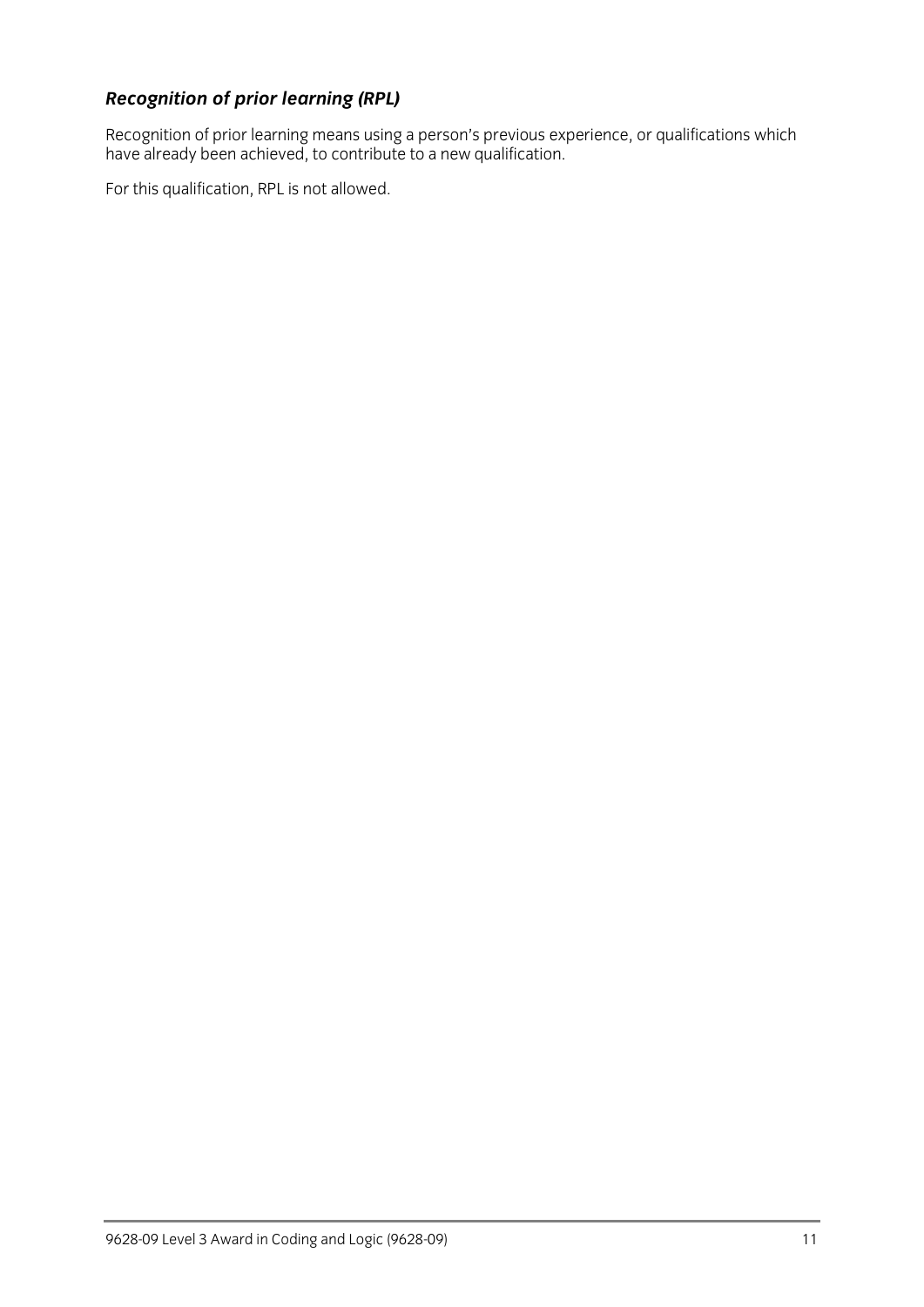### ***Recognition of prior learning (RPL)***

Recognition of prior learning means using a person's previous experience, or qualifications which have already been achieved, to contribute to a new qualification.

For this qualification, RPL is not allowed.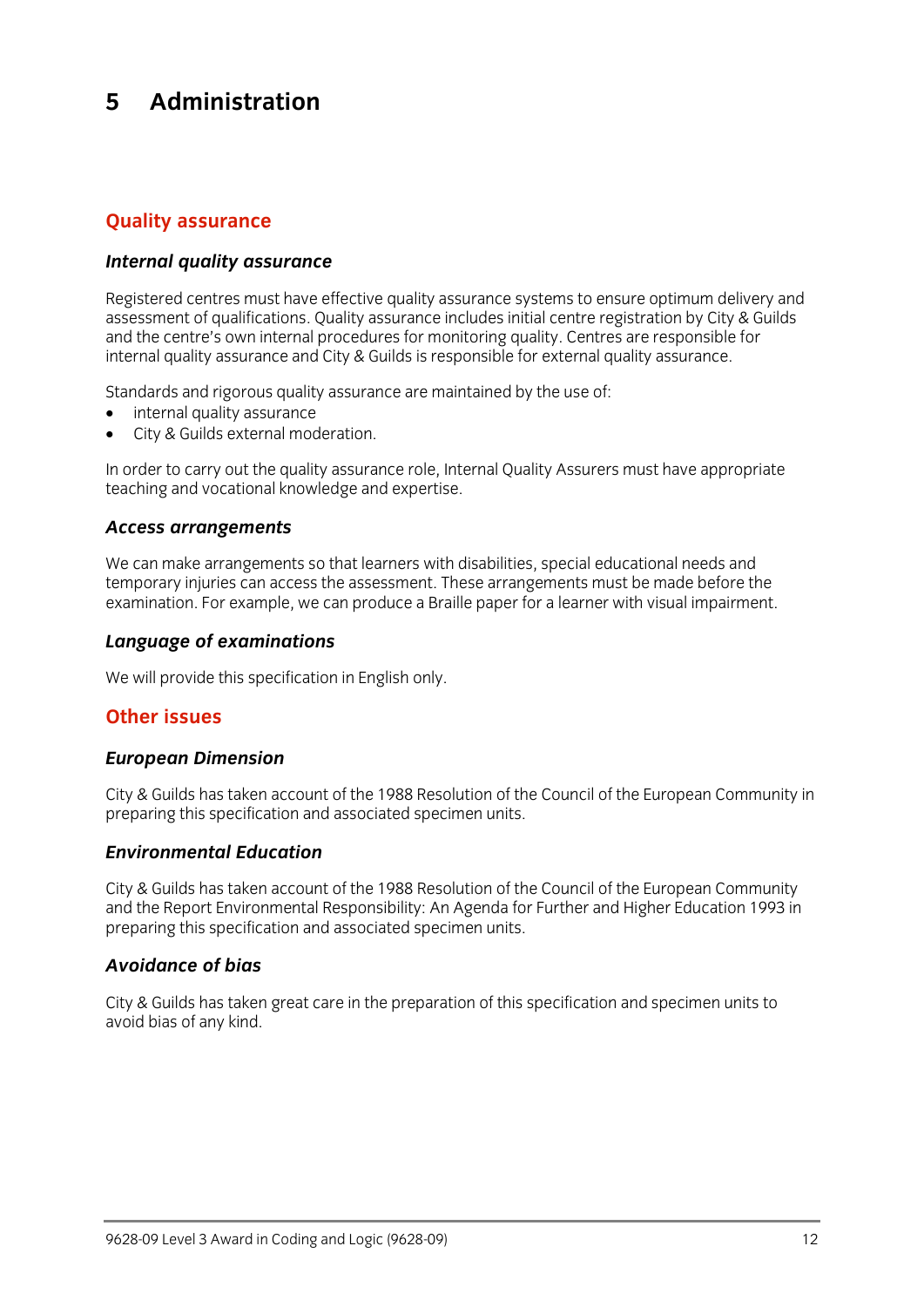# 5 Administration

## Quality assurance

### *Internal quality assurance*

Registered centres must have effective quality assurance systems to ensure optimum delivery and assessment of qualifications. Quality assurance includes initial centre registration by City & Guilds and the centre's own internal procedures for monitoring quality. Centres are responsible for internal quality assurance and City & Guilds is responsible for external quality assurance.

Standards and rigorous quality assurance are maintained by the use of:

- internal quality assurance
- City & Guilds external moderation.

In order to carry out the quality assurance role, Internal Quality Assurers must have appropriate teaching and vocational knowledge and expertise.

### *Access arrangements*

We can make arrangements so that learners with disabilities, special educational needs and temporary injuries can access the assessment. These arrangements must be made before the examination. For example, we can produce a Braille paper for a learner with visual impairment.

### *Language of examinations*

We will provide this specification in English only.

## Other issues

### *European Dimension*

City & Guilds has taken account of the 1988 Resolution of the Council of the European Community in preparing this specification and associated specimen units.

### *Environmental Education*

City & Guilds has taken account of the 1988 Resolution of the Council of the European Community and the Report Environmental Responsibility: An Agenda for Further and Higher Education 1993 in preparing this specification and associated specimen units.

### *Avoidance of bias*

City & Guilds has taken great care in the preparation of this specification and specimen units to avoid bias of any kind.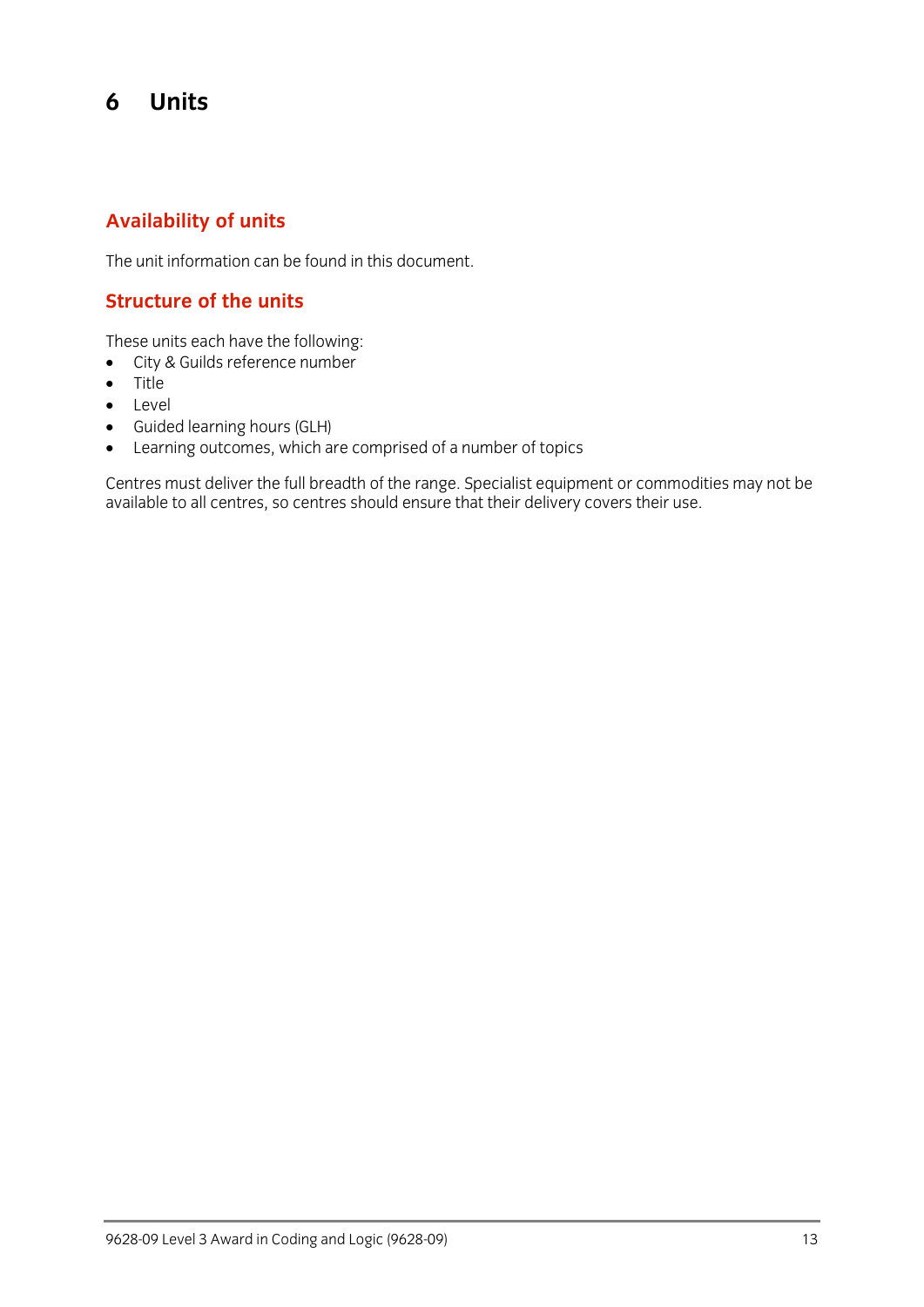# 6 Units

## Availability of units

The unit information can be found in this document.

## Structure of the units

These units each have the following:

- City & Guilds reference number
- Title
- Level
- Guided learning hours (GLH)
- Learning outcomes, which are comprised of a number of topics

Centres must deliver the full breadth of the range. Specialist equipment or commodities may not be available to all centres, so centres should ensure that their delivery covers their use.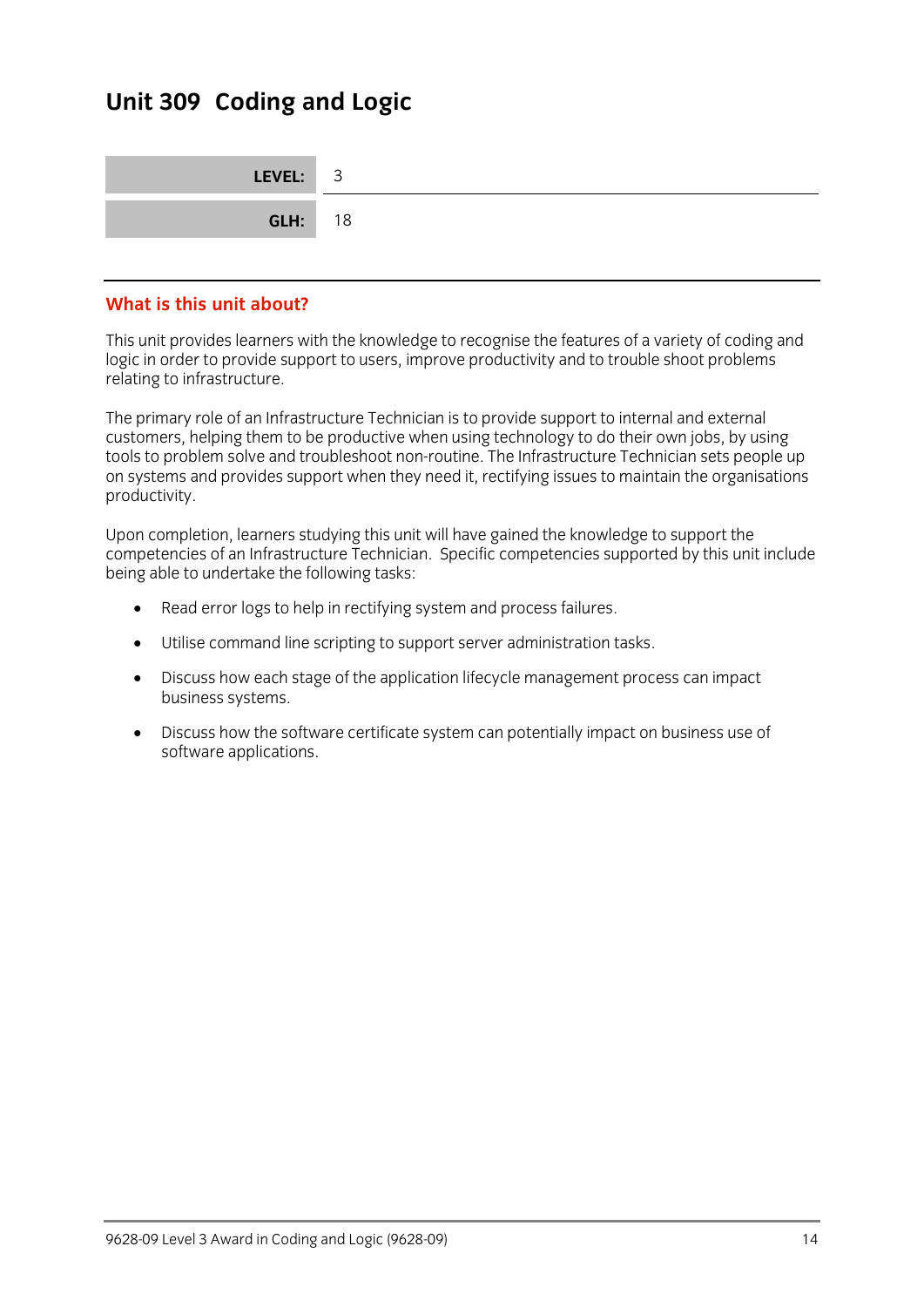# Unit 309 Coding and Logic

| | |
|---|---|
| **LEVEL:** | 3 |
| **GLH:** | 18 |

## What is this unit about?

This unit provides learners with the knowledge to recognise the features of a variety of coding and logic in order to provide support to users, improve productivity and to trouble shoot problems relating to infrastructure.

The primary role of an Infrastructure Technician is to provide support to internal and external customers, helping them to be productive when using technology to do their own jobs, by using tools to problem solve and troubleshoot non-routine. The Infrastructure Technician sets people up on systems and provides support when they need it, rectifying issues to maintain the organisations productivity.

Upon completion, learners studying this unit will have gained the knowledge to support the competencies of an Infrastructure Technician. Specific competencies supported by this unit include being able to undertake the following tasks:

- Read error logs to help in rectifying system and process failures.
- Utilise command line scripting to support server administration tasks.
- Discuss how each stage of the application lifecycle management process can impact business systems.
- Discuss how the software certificate system can potentially impact on business use of software applications.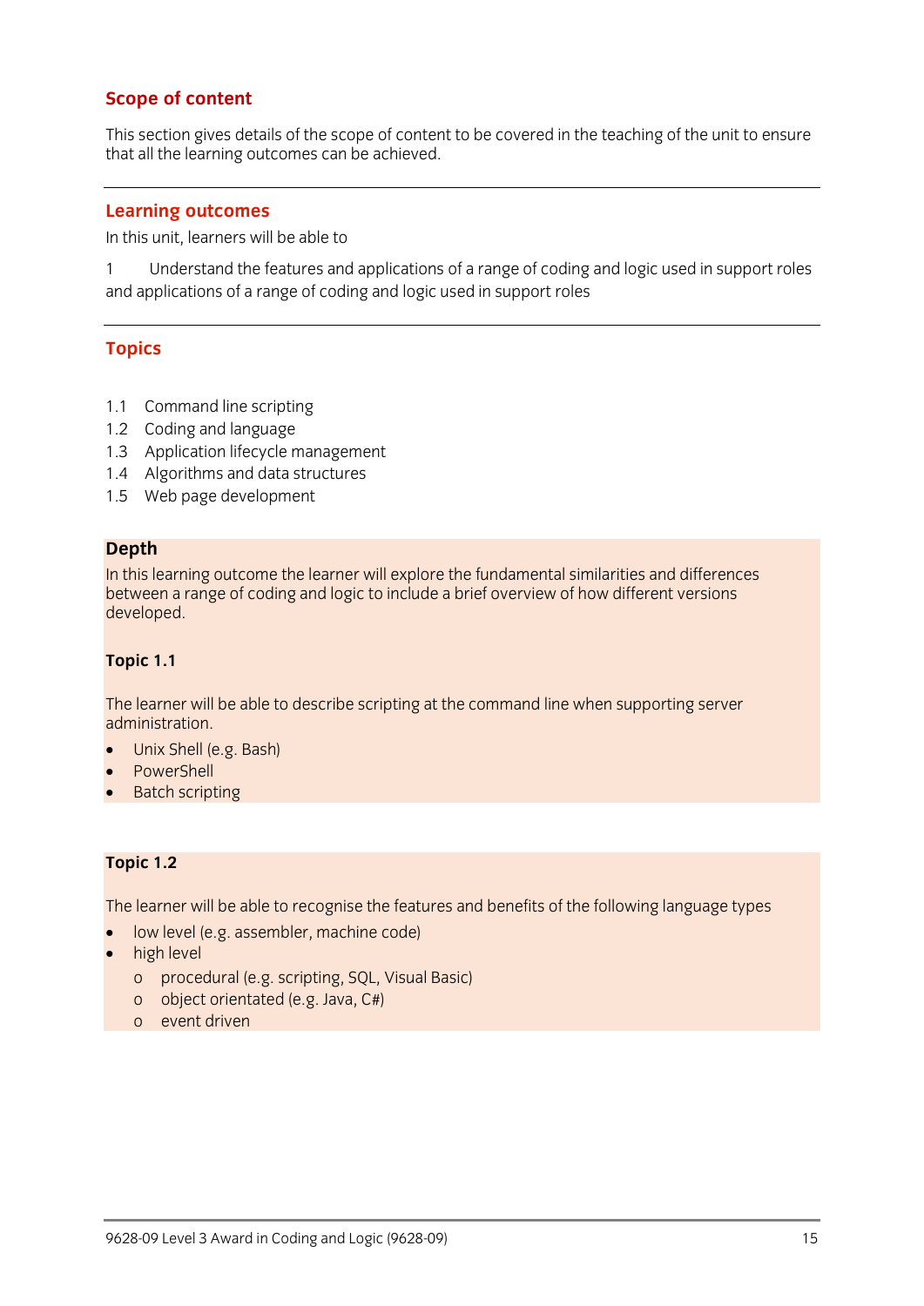## Scope of content

This section gives details of the scope of content to be covered in the teaching of the unit to ensure that all the learning outcomes can be achieved.

---

## Learning outcomes

In this unit, learners will be able to

1 Understand the features and applications of a range of coding and logic used in support roles and applications of a range of coding and logic used in support roles

---

## Topics

1.1 Command line scripting
1.2 Coding and language
1.3 Application lifecycle management
1.4 Algorithms and data structures
1.5 Web page development

**Depth**

In this learning outcome the learner will explore the fundamental similarities and differences between a range of coding and logic to include a brief overview of how different versions developed.

**Topic 1.1**

The learner will be able to describe scripting at the command line when supporting server administration.

- Unix Shell (e.g. Bash)
- PowerShell
- Batch scripting

**Topic 1.2**

The learner will be able to recognise the features and benefits of the following language types

- low level (e.g. assembler, machine code)
- high level
  - procedural (e.g. scripting, SQL, Visual Basic)
  - object orientated (e.g. Java, C#)
  - event driven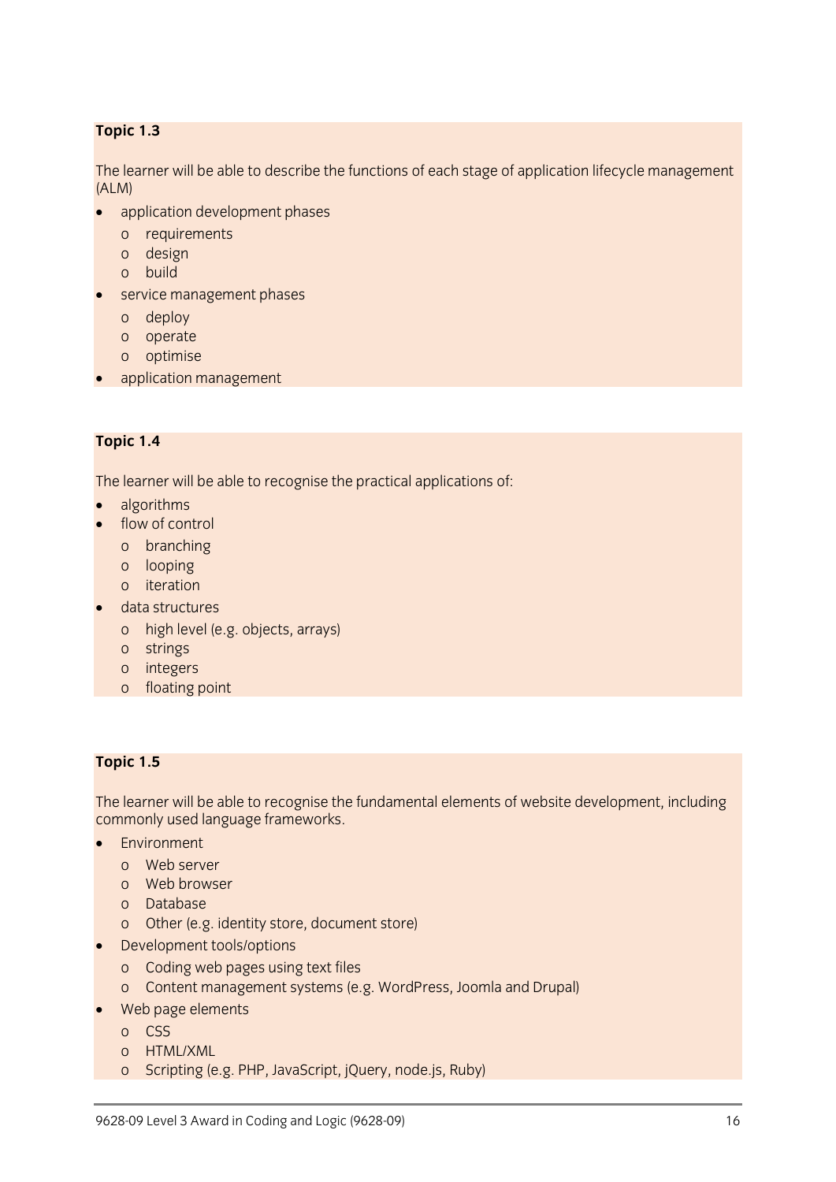**Topic 1.3**

The learner will be able to describe the functions of each stage of application lifecycle management (ALM)

- application development phases
  - requirements
  - design
  - build
- service management phases
  - deploy
  - operate
  - optimise
- application management

**Topic 1.4**

The learner will be able to recognise the practical applications of:

- algorithms
- flow of control
  - branching
  - looping
  - iteration
- data structures
  - high level (e.g. objects, arrays)
  - strings
  - integers
  - floating point

**Topic 1.5**

The learner will be able to recognise the fundamental elements of website development, including commonly used language frameworks.

- Environment
  - Web server
  - Web browser
  - Database
  - Other (e.g. identity store, document store)
- Development tools/options
  - Coding web pages using text files
  - Content management systems (e.g. WordPress, Joomla and Drupal)
- Web page elements
  - CSS
  - HTML/XML
  - Scripting (e.g. PHP, JavaScript, jQuery, node.js, Ruby)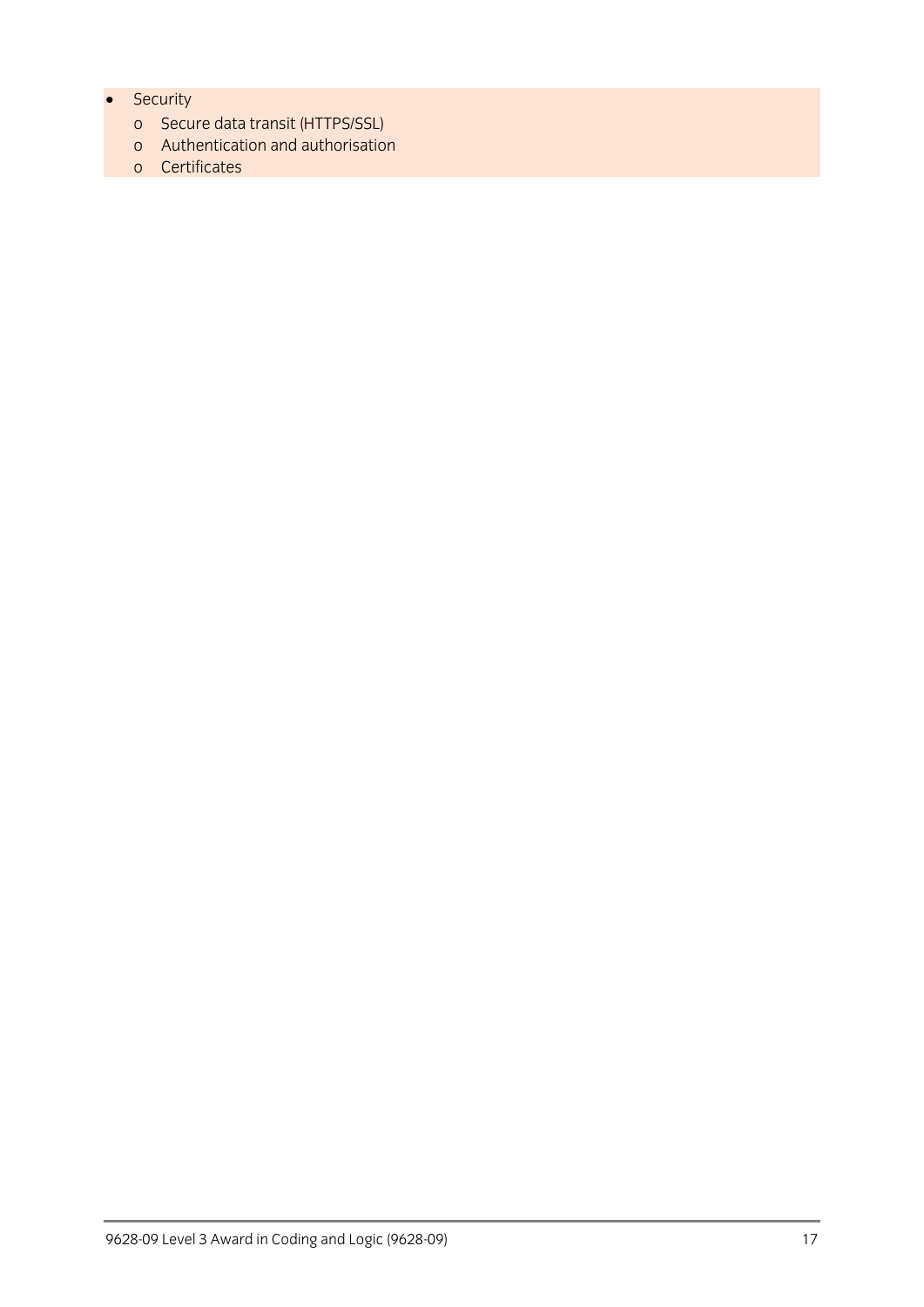- Security
  - Secure data transit (HTTPS/SSL)
  - Authentication and authorisation
  - Certificates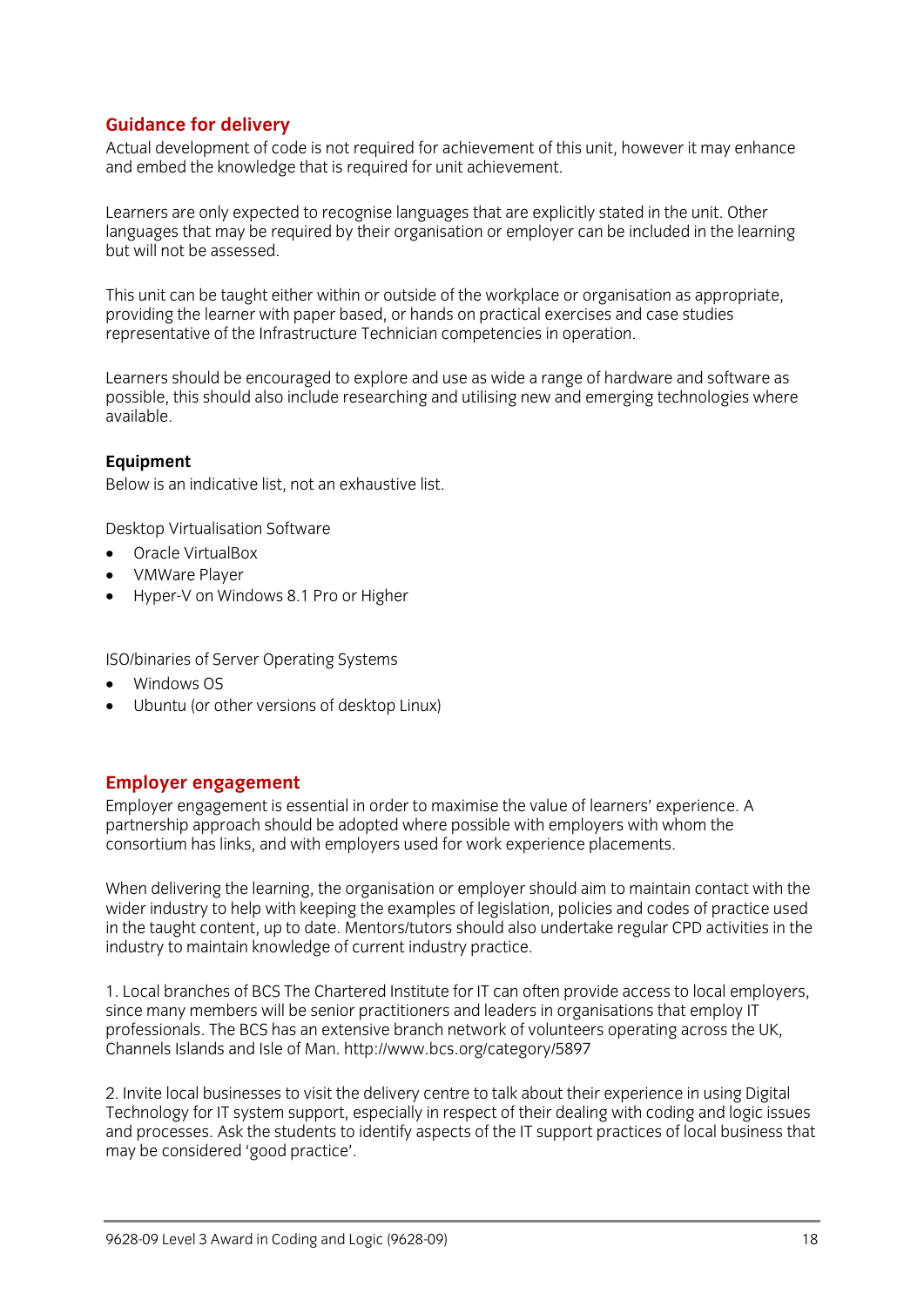## Guidance for delivery

Actual development of code is not required for achievement of this unit, however it may enhance and embed the knowledge that is required for unit achievement.

Learners are only expected to recognise languages that are explicitly stated in the unit. Other languages that may be required by their organisation or employer can be included in the learning but will not be assessed.

This unit can be taught either within or outside of the workplace or organisation as appropriate, providing the learner with paper based, or hands on practical exercises and case studies representative of the Infrastructure Technician competencies in operation.

Learners should be encouraged to explore and use as wide a range of hardware and software as possible, this should also include researching and utilising new and emerging technologies where available.

**Equipment**

Below is an indicative list, not an exhaustive list.

Desktop Virtualisation Software

- Oracle VirtualBox
- VMWare Player
- Hyper-V on Windows 8.1 Pro or Higher

ISO/binaries of Server Operating Systems

- Windows OS
- Ubuntu (or other versions of desktop Linux)

## Employer engagement

Employer engagement is essential in order to maximise the value of learners' experience. A partnership approach should be adopted where possible with employers with whom the consortium has links, and with employers used for work experience placements.

When delivering the learning, the organisation or employer should aim to maintain contact with the wider industry to help with keeping the examples of legislation, policies and codes of practice used in the taught content, up to date. Mentors/tutors should also undertake regular CPD activities in the industry to maintain knowledge of current industry practice.

1. Local branches of BCS The Chartered Institute for IT can often provide access to local employers, since many members will be senior practitioners and leaders in organisations that employ IT professionals. The BCS has an extensive branch network of volunteers operating across the UK, Channels Islands and Isle of Man. http://www.bcs.org/category/5897

2. Invite local businesses to visit the delivery centre to talk about their experience in using Digital Technology for IT system support, especially in respect of their dealing with coding and logic issues and processes. Ask the students to identify aspects of the IT support practices of local business that may be considered 'good practice'.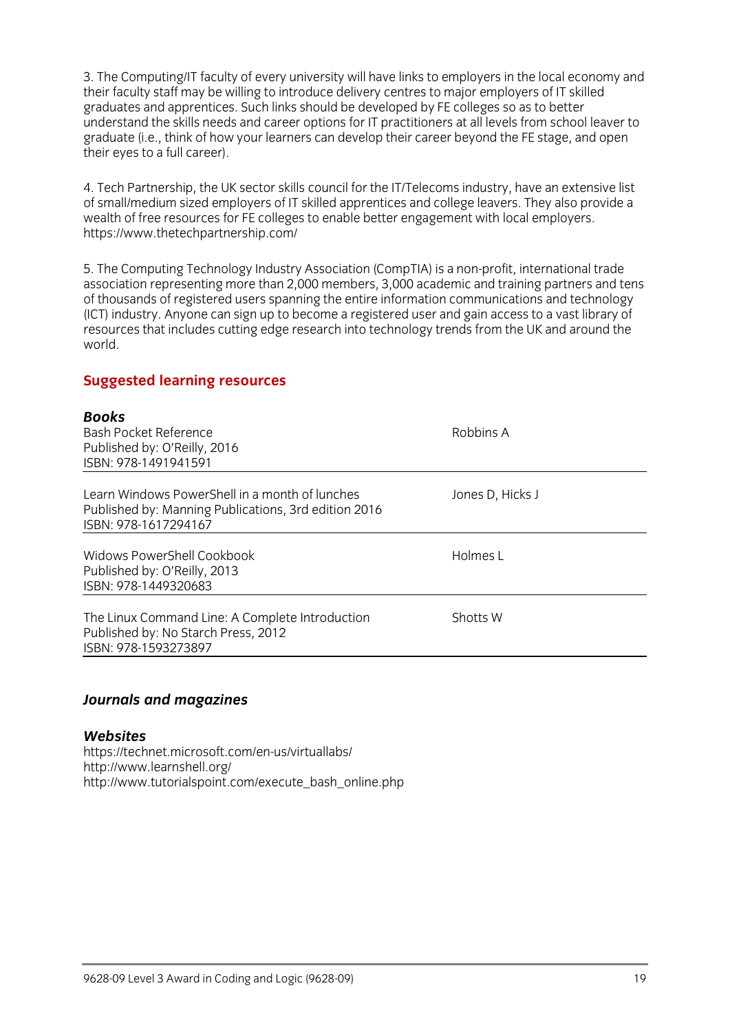3. The Computing/IT faculty of every university will have links to employers in the local economy and their faculty staff may be willing to introduce delivery centres to major employers of IT skilled graduates and apprentices. Such links should be developed by FE colleges so as to better understand the skills needs and career options for IT practitioners at all levels from school leaver to graduate (i.e., think of how your learners can develop their career beyond the FE stage, and open their eyes to a full career).

4. Tech Partnership, the UK sector skills council for the IT/Telecoms industry, have an extensive list of small/medium sized employers of IT skilled apprentices and college leavers. They also provide a wealth of free resources for FE colleges to enable better engagement with local employers. https://www.thetechpartnership.com/

5. The Computing Technology Industry Association (CompTIA) is a non-profit, international trade association representing more than 2,000 members, 3,000 academic and training partners and tens of thousands of registered users spanning the entire information communications and technology (ICT) industry. Anyone can sign up to become a registered user and gain access to a vast library of resources that includes cutting edge research into technology trends from the UK and around the world.

## Suggested learning resources

### *Books*

| | |
|---|---|
| Bash Pocket Reference<br>Published by: O'Reilly, 2016<br>ISBN: 978-1491941591 | Robbins A |
| Learn Windows PowerShell in a month of lunches<br>Published by: Manning Publications, 3rd edition 2016<br>ISBN: 978-1617294167 | Jones D, Hicks J |
| Widows PowerShell Cookbook<br>Published by: O'Reilly, 2013<br>ISBN: 978-1449320683 | Holmes L |
| The Linux Command Line: A Complete Introduction<br>Published by: No Starch Press, 2012<br>ISBN: 978-1593273897 | Shotts W |

### *Journals and magazines*

### *Websites*

https://technet.microsoft.com/en-us/virtuallabs/
http://www.learnshell.org/
http://www.tutorialspoint.com/execute_bash_online.php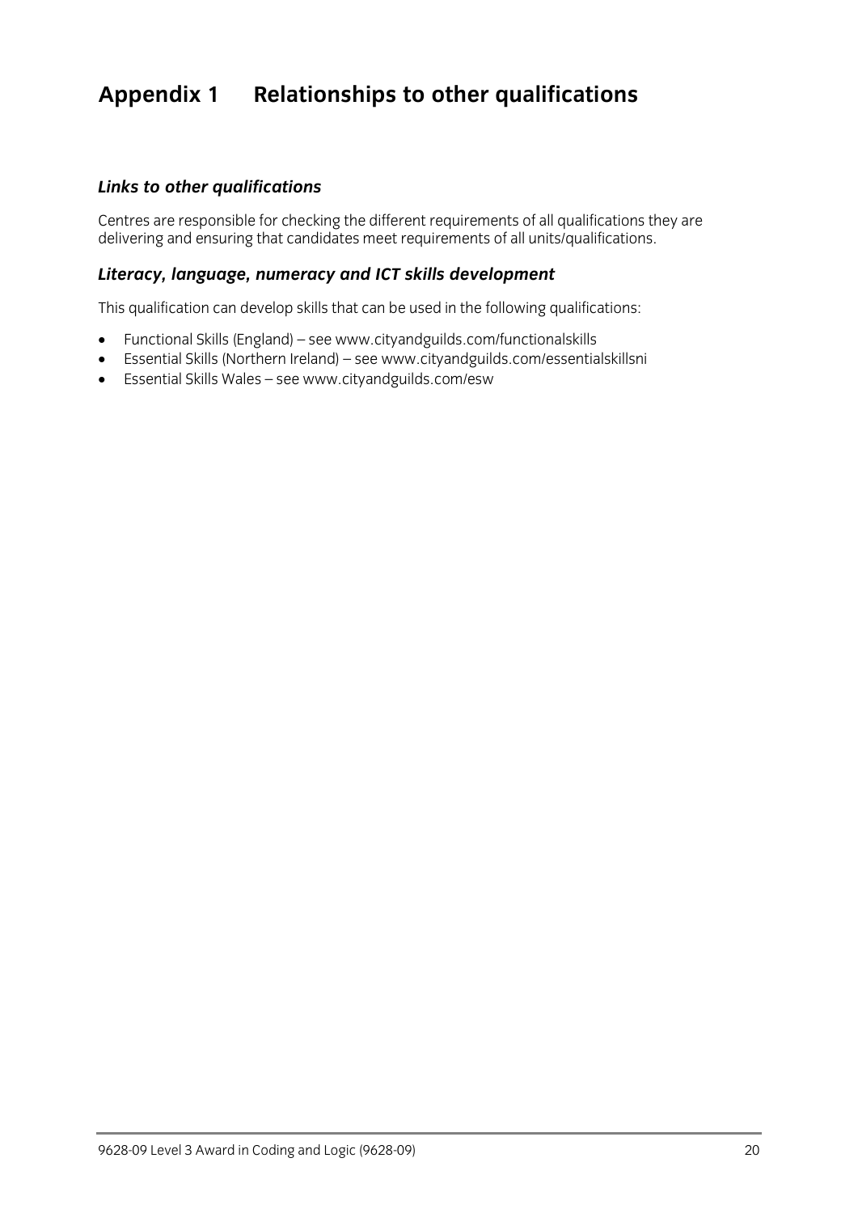# Appendix 1 Relationships to other qualifications

### *Links to other qualifications*

Centres are responsible for checking the different requirements of all qualifications they are delivering and ensuring that candidates meet requirements of all units/qualifications.

### *Literacy, language, numeracy and ICT skills development*

This qualification can develop skills that can be used in the following qualifications:

- Functional Skills (England) – see www.cityandguilds.com/functionalskills
- Essential Skills (Northern Ireland) – see www.cityandguilds.com/essentialskillsni
- Essential Skills Wales – see www.cityandguilds.com/esw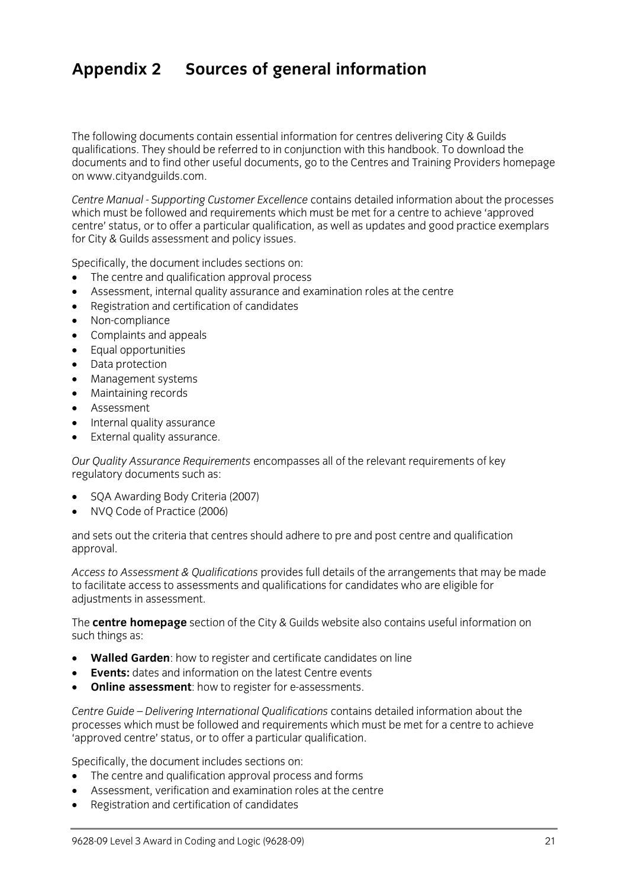# Appendix 2 Sources of general information

The following documents contain essential information for centres delivering City & Guilds qualifications. They should be referred to in conjunction with this handbook. To download the documents and to find other useful documents, go to the Centres and Training Providers homepage on www.cityandguilds.com.

*Centre Manual - Supporting Customer Excellence* contains detailed information about the processes which must be followed and requirements which must be met for a centre to achieve 'approved centre' status, or to offer a particular qualification, as well as updates and good practice exemplars for City & Guilds assessment and policy issues.

Specifically, the document includes sections on:

- The centre and qualification approval process
- Assessment, internal quality assurance and examination roles at the centre
- Registration and certification of candidates
- Non-compliance
- Complaints and appeals
- Equal opportunities
- Data protection
- Management systems
- Maintaining records
- Assessment
- Internal quality assurance
- External quality assurance.

*Our Quality Assurance Requirements* encompasses all of the relevant requirements of key regulatory documents such as:

- SQA Awarding Body Criteria (2007)
- NVQ Code of Practice (2006)

and sets out the criteria that centres should adhere to pre and post centre and qualification approval.

*Access to Assessment & Qualifications* provides full details of the arrangements that may be made to facilitate access to assessments and qualifications for candidates who are eligible for adjustments in assessment.

The **centre homepage** section of the City & Guilds website also contains useful information on such things as:

- **Walled Garden**: how to register and certificate candidates on line
- **Events:** dates and information on the latest Centre events
- **Online assessment**: how to register for e-assessments.

*Centre Guide – Delivering International Qualifications* contains detailed information about the processes which must be followed and requirements which must be met for a centre to achieve 'approved centre' status, or to offer a particular qualification.

Specifically, the document includes sections on:

- The centre and qualification approval process and forms
- Assessment, verification and examination roles at the centre
- Registration and certification of candidates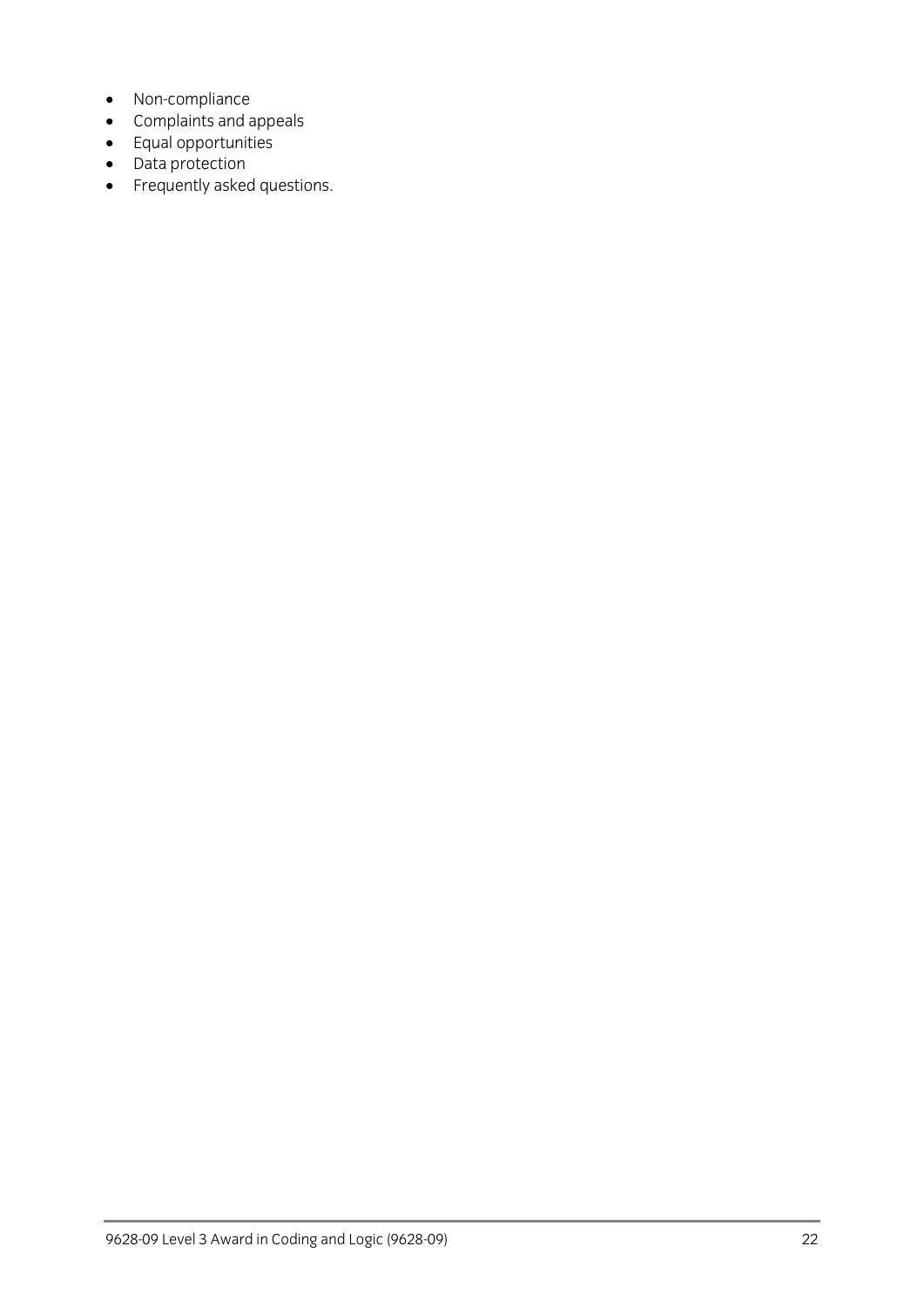- Non-compliance
- Complaints and appeals
- Equal opportunities
- Data protection
- Frequently asked questions.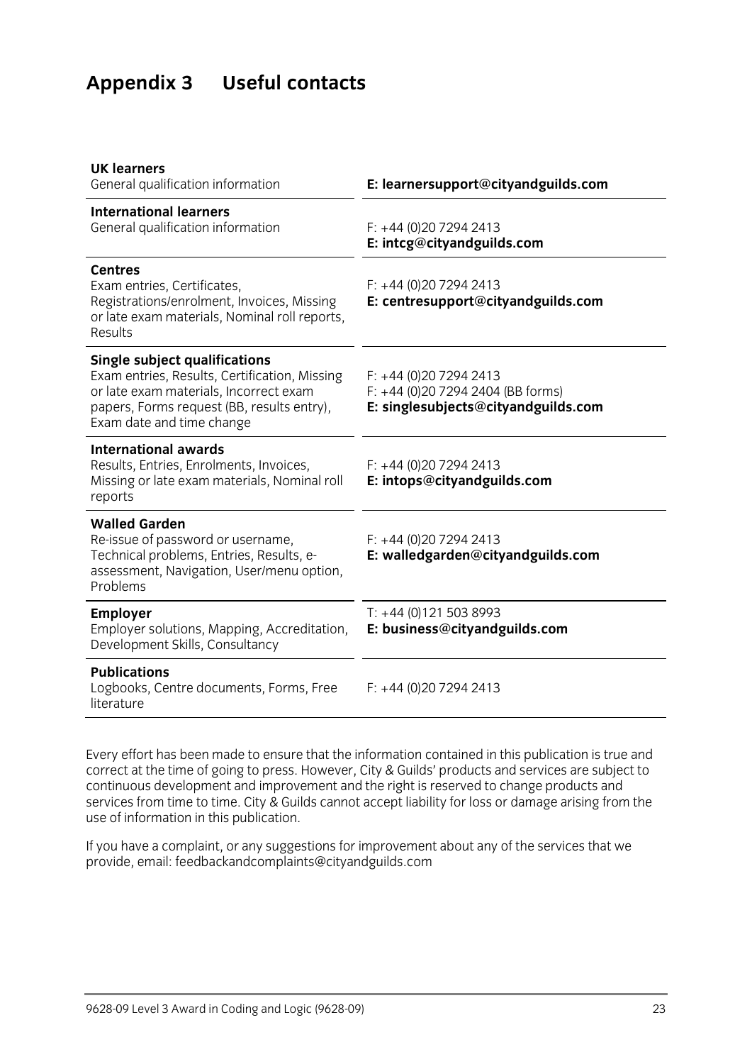# Appendix 3 Useful contacts

| | |
|---|---|
| **UK learners**<br>General qualification information | **E: learnersupport@cityandguilds.com** |
| **International learners**<br>General qualification information | F: +44 (0)20 7294 2413<br>**E: intcg@cityandguilds.com** |
| **Centres**<br>Exam entries, Certificates, Registrations/enrolment, Invoices, Missing or late exam materials, Nominal roll reports, Results | F: +44 (0)20 7294 2413<br>**E: centresupport@cityandguilds.com** |
| **Single subject qualifications**<br>Exam entries, Results, Certification, Missing or late exam materials, Incorrect exam papers, Forms request (BB, results entry), Exam date and time change | F: +44 (0)20 7294 2413<br>F: +44 (0)20 7294 2404 (BB forms)<br>**E: singlesubjects@cityandguilds.com** |
| **International awards**<br>Results, Entries, Enrolments, Invoices, Missing or late exam materials, Nominal roll reports | F: +44 (0)20 7294 2413<br>**E: intops@cityandguilds.com** |
| **Walled Garden**<br>Re-issue of password or username, Technical problems, Entries, Results, e-assessment, Navigation, User/menu option, Problems | F: +44 (0)20 7294 2413<br>**E: walledgarden@cityandguilds.com** |
| **Employer**<br>Employer solutions, Mapping, Accreditation, Development Skills, Consultancy | T: +44 (0)121 503 8993<br>**E: business@cityandguilds.com** |
| **Publications**<br>Logbooks, Centre documents, Forms, Free literature | F: +44 (0)20 7294 2413 |

Every effort has been made to ensure that the information contained in this publication is true and correct at the time of going to press. However, City & Guilds' products and services are subject to continuous development and improvement and the right is reserved to change products and services from time to time. City & Guilds cannot accept liability for loss or damage arising from the use of information in this publication.

If you have a complaint, or any suggestions for improvement about any of the services that we provide, email: feedbackandcomplaints@cityandguilds.com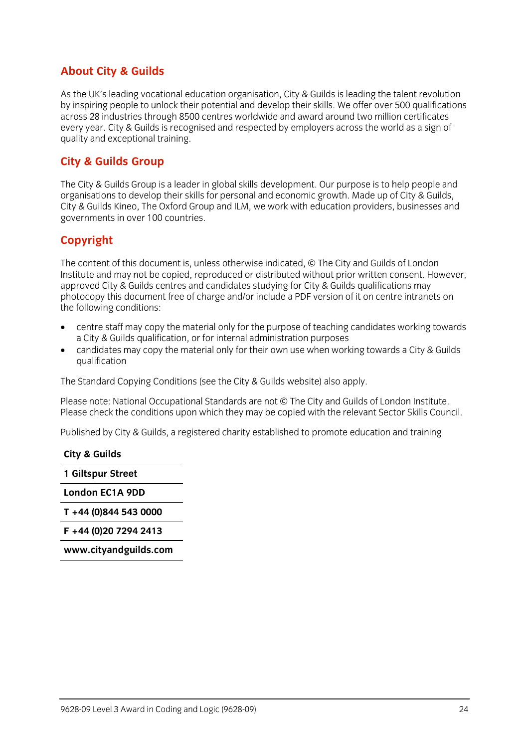## About City & Guilds

As the UK's leading vocational education organisation, City & Guilds is leading the talent revolution by inspiring people to unlock their potential and develop their skills. We offer over 500 qualifications across 28 industries through 8500 centres worldwide and award around two million certificates every year. City & Guilds is recognised and respected by employers across the world as a sign of quality and exceptional training.

## City & Guilds Group

The City & Guilds Group is a leader in global skills development. Our purpose is to help people and organisations to develop their skills for personal and economic growth. Made up of City & Guilds, City & Guilds Kineo, The Oxford Group and ILM, we work with education providers, businesses and governments in over 100 countries.

## Copyright

The content of this document is, unless otherwise indicated, © The City and Guilds of London Institute and may not be copied, reproduced or distributed without prior written consent. However, approved City & Guilds centres and candidates studying for City & Guilds qualifications may photocopy this document free of charge and/or include a PDF version of it on centre intranets on the following conditions:

- centre staff may copy the material only for the purpose of teaching candidates working towards a City & Guilds qualification, or for internal administration purposes
- candidates may copy the material only for their own use when working towards a City & Guilds qualification

The Standard Copying Conditions (see the City & Guilds website) also apply.

Please note: National Occupational Standards are not © The City and Guilds of London Institute. Please check the conditions upon which they may be copied with the relevant Sector Skills Council.

Published by City & Guilds, a registered charity established to promote education and training

**City & Guilds**

**1 Giltspur Street**

**London EC1A 9DD**

**T +44 (0)844 543 0000**

**F +44 (0)20 7294 2413**

**www.cityandguilds.com**